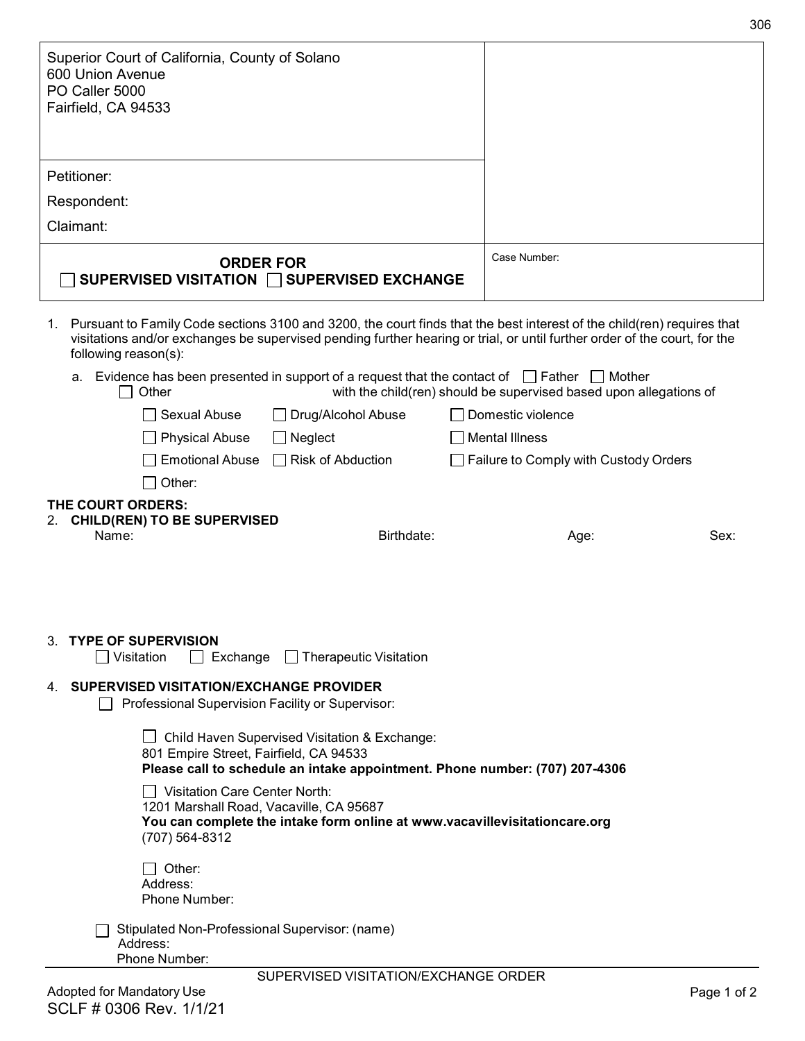Superior Court of California, County of Solano
600 Union Avenue
PO Caller 5000
Fairfield, CA 94533

Petitioner:

Respondent:

Claimant:

Case Number:

# ORDER FOR
☐ SUPERVISED VISITATION ☐ SUPERVISED EXCHANGE

1. Pursuant to Family Code sections 3100 and 3200, the court finds that the best interest of the child(ren) requires that visitations and/or exchanges be supervised pending further hearing or trial, or until further order of the court, for the following reason(s):

   a. Evidence has been presented in support of a request that the contact of ☐ Father ☐ Mother ☐ Other with the child(ren) should be supervised based upon allegations of

   | | | |
   |---|---|---|
   | ☐ Sexual Abuse | ☐ Drug/Alcohol Abuse | ☐ Domestic violence |
   | ☐ Physical Abuse | ☐ Neglect | ☐ Mental Illness |
   | ☐ Emotional Abuse | ☐ Risk of Abduction | ☐ Failure to Comply with Custody Orders |
   | ☐ Other: | | |

**THE COURT ORDERS:**

2. **CHILD(REN) TO BE SUPERVISED**

   | Name: | Birthdate: | Age: | Sex: |
   |---|---|---|---|
   | | | | |

3. **TYPE OF SUPERVISION**

   ☐ Visitation ☐ Exchange ☐ Therapeutic Visitation

4. **SUPERVISED VISITATION/EXCHANGE PROVIDER**

   ☐ Professional Supervision Facility or Supervisor:

   ☐ Child Haven Supervised Visitation & Exchange:
   801 Empire Street, Fairfield, CA 94533
   **Please call to schedule an intake appointment. Phone number: (707) 207-4306**

   ☐ Visitation Care Center North:
   1201 Marshall Road, Vacaville, CA 95687
   **You can complete the intake form online at www.vacavillevisitationcare.org**
   (707) 564-8312

   ☐ Other:
   Address:
   Phone Number:

   ☐ Stipulated Non-Professional Supervisor: (name)
   Address:
   Phone Number:

SUPERVISED VISITATION/EXCHANGE ORDER

Adopted for Mandatory Use
SCLF # 0306 Rev. 1/1/21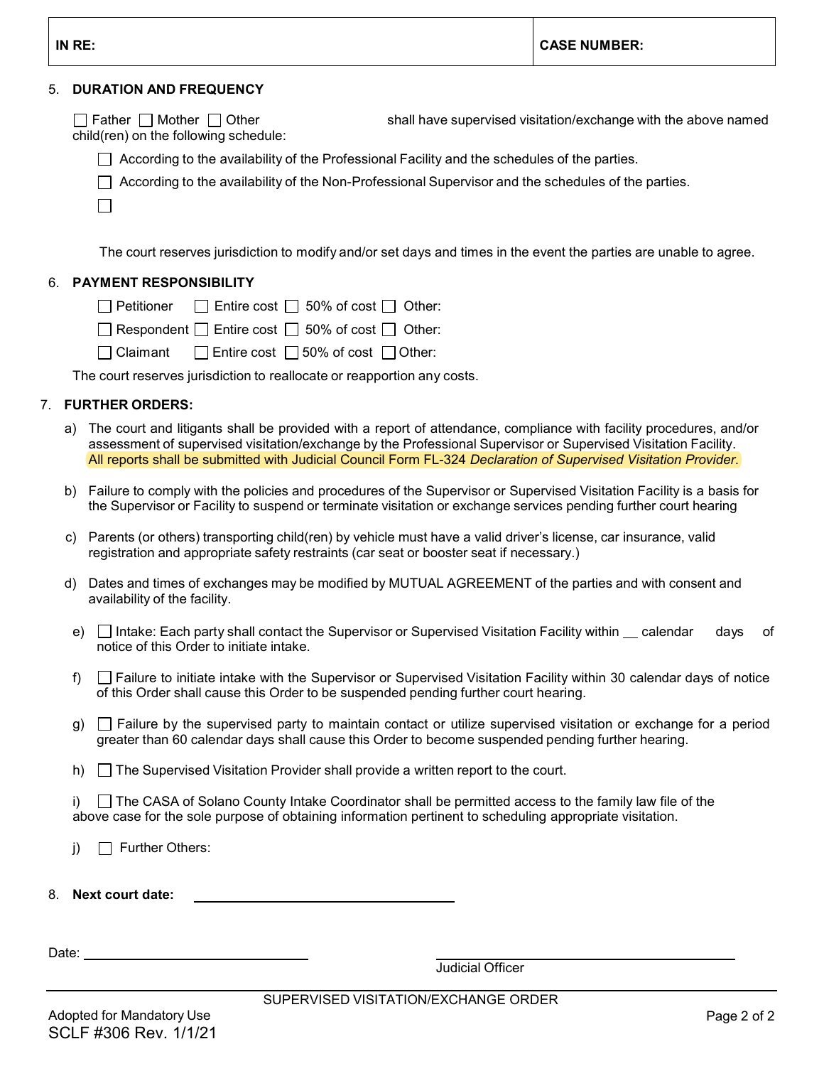| IN RE: | CASE NUMBER: |
| --- | --- |

5. **DURATION AND FREQUENCY**

☐ Father ☐ Mother ☐ Other shall have supervised visitation/exchange with the above named child(ren) on the following schedule:

- ☐ According to the availability of the Professional Facility and the schedules of the parties.
- ☐ According to the availability of the Non-Professional Supervisor and the schedules of the parties.
- ☐

The court reserves jurisdiction to modify and/or set days and times in the event the parties are unable to agree.

6. **PAYMENT RESPONSIBILITY**

- ☐ Petitioner ☐ Entire cost ☐ 50% of cost ☐ Other:
- ☐ Respondent ☐ Entire cost ☐ 50% of cost ☐ Other:
- ☐ Claimant ☐ Entire cost ☐ 50% of cost ☐ Other:

The court reserves jurisdiction to reallocate or reapportion any costs.

7. **FURTHER ORDERS:**

a) The court and litigants shall be provided with a report of attendance, compliance with facility procedures, and/or assessment of supervised visitation/exchange by the Professional Supervisor or Supervised Visitation Facility. All reports shall be submitted with Judicial Council Form FL-324 *Declaration of Supervised Visitation Provider*.

b) Failure to comply with the policies and procedures of the Supervisor or Supervised Visitation Facility is a basis for the Supervisor or Facility to suspend or terminate visitation or exchange services pending further court hearing

c) Parents (or others) transporting child(ren) by vehicle must have a valid driver's license, car insurance, valid registration and appropriate safety restraints (car seat or booster seat if necessary.)

d) Dates and times of exchanges may be modified by MUTUAL AGREEMENT of the parties and with consent and availability of the facility.

e) ☐ Intake: Each party shall contact the Supervisor or Supervised Visitation Facility within __ calendar days of notice of this Order to initiate intake.

f) ☐ Failure to initiate intake with the Supervisor or Supervised Visitation Facility within 30 calendar days of notice of this Order shall cause this Order to be suspended pending further court hearing.

g) ☐ Failure by the supervised party to maintain contact or utilize supervised visitation or exchange for a period greater than 60 calendar days shall cause this Order to become suspended pending further hearing.

h) ☐ The Supervised Visitation Provider shall provide a written report to the court.

i) ☐ The CASA of Solano County Intake Coordinator shall be permitted access to the family law file of the above case for the sole purpose of obtaining information pertinent to scheduling appropriate visitation.

j) ☐ Further Others:

8. **Next court date:** ______________________________

Date: ______________________________

______________________________
Judicial Officer

SUPERVISED VISITATION/EXCHANGE ORDER

Adopted for Mandatory Use
SCLF #306 Rev. 1/1/21